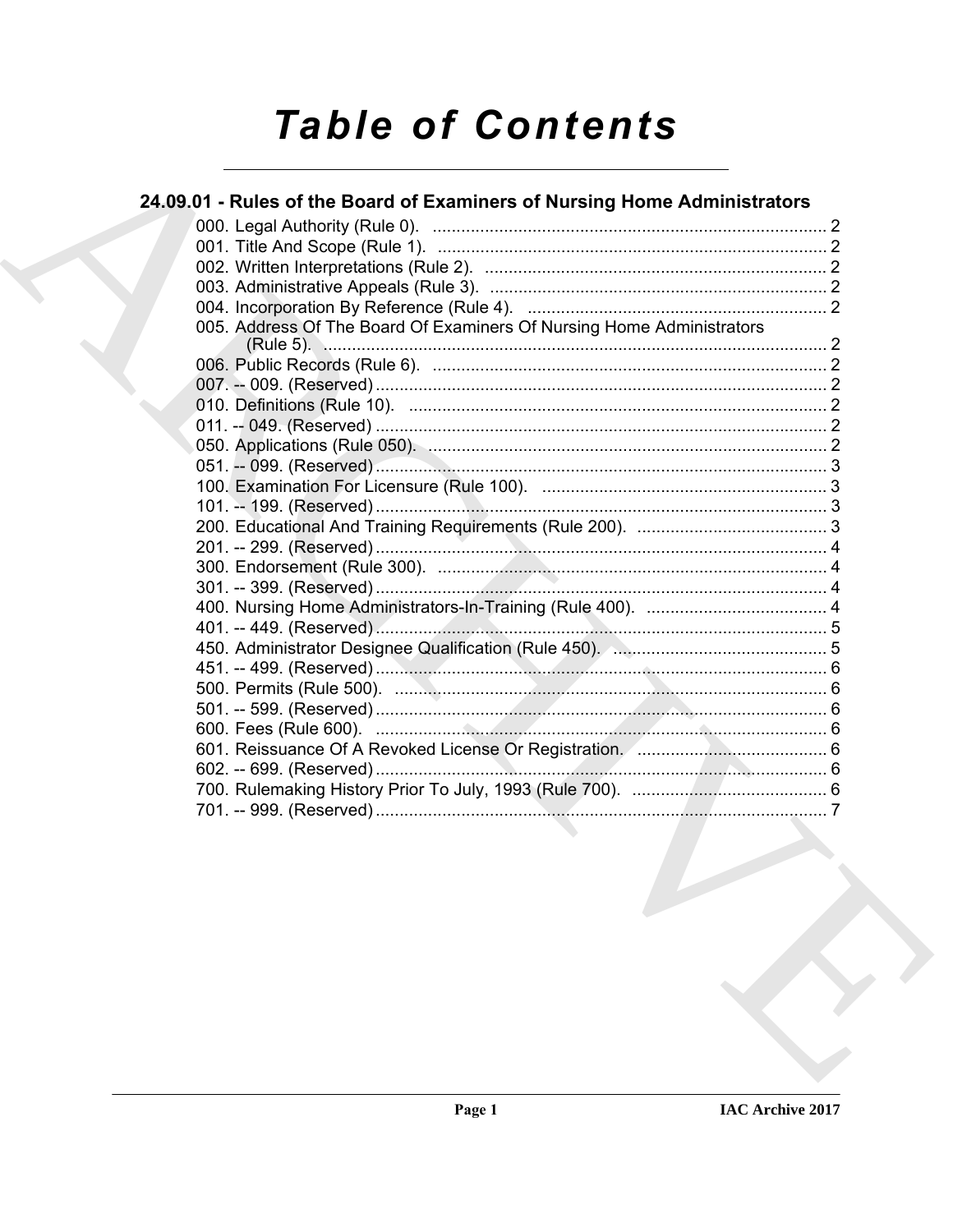# Table of Contents

## 24.09.01 - Rules of the Board of Examiners of Nursing Home Administrators

000. Legal Authority (Rule 0). ... 2
001. Title And Scope (Rule 1). ... 2
002. Written Interpretations (Rule 2). ... 2
003. Administrative Appeals (Rule 3). ... 2
004. Incorporation By Reference (Rule 4). ... 2
005. Address Of The Board Of Examiners Of Nursing Home Administrators (Rule 5). ... 2
006. Public Records (Rule 6). ... 2
007. -- 009. (Reserved) ... 2
010. Definitions (Rule 10). ... 2
011. -- 049. (Reserved) ... 2
050. Applications (Rule 050). ... 2
051. -- 099. (Reserved) ... 3
100. Examination For Licensure (Rule 100). ... 3
101. -- 199. (Reserved) ... 3
200. Educational And Training Requirements (Rule 200). ... 3
201. -- 299. (Reserved) ... 4
300. Endorsement (Rule 300). ... 4
301. -- 399. (Reserved) ... 4
400. Nursing Home Administrators-In-Training (Rule 400). ... 4
401. -- 449. (Reserved) ... 5
450. Administrator Designee Qualification (Rule 450). ... 5
451. -- 499. (Reserved) ... 6
500. Permits (Rule 500). ... 6
501. -- 599. (Reserved) ... 6
600. Fees (Rule 600). ... 6
601. Reissuance Of A Revoked License Or Registration. ... 6
602. -- 699. (Reserved) ... 6
700. Rulemaking History Prior To July, 1993 (Rule 700). ... 6
701. -- 999. (Reserved) ... 7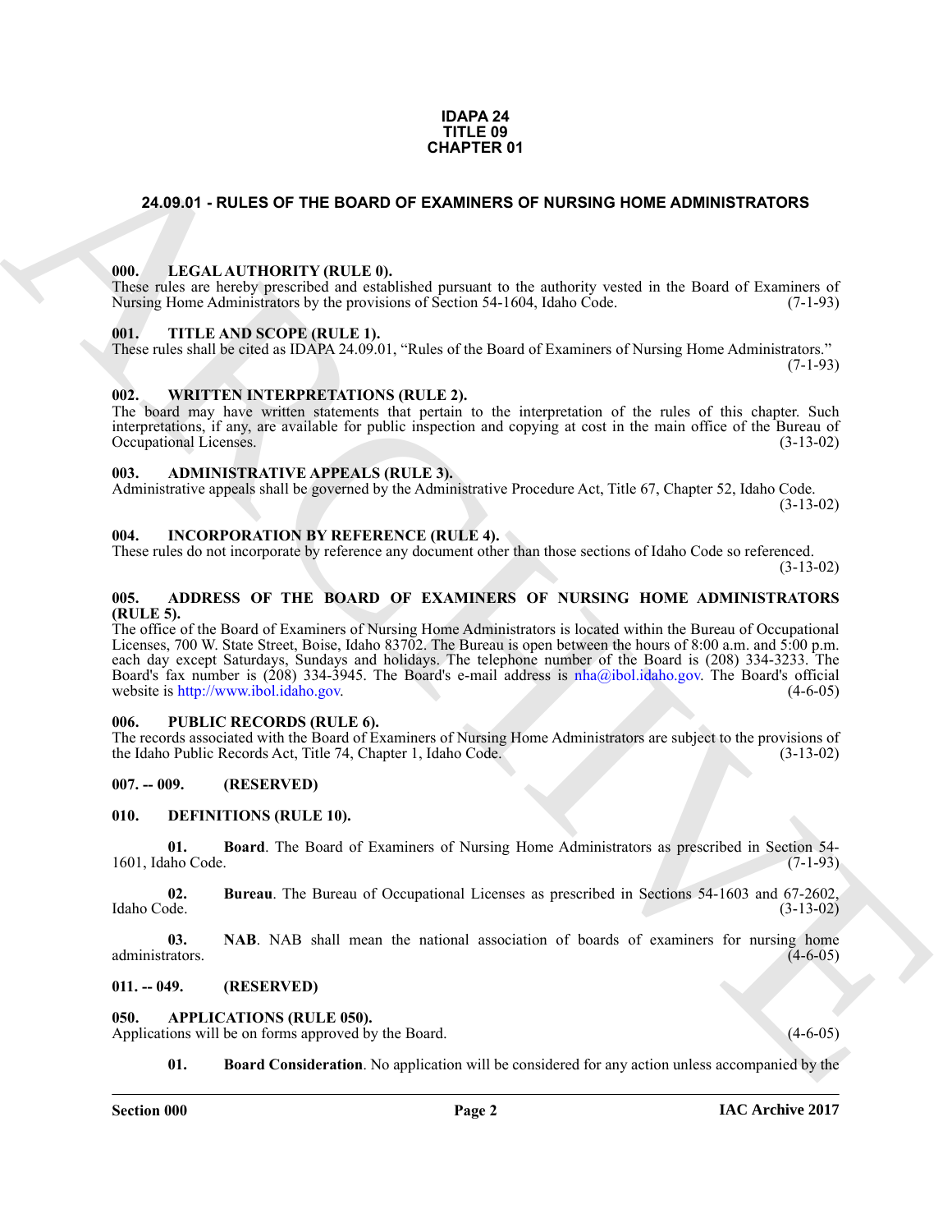**IDAPA 24**
**TITLE 09**
**CHAPTER 01**

## 24.09.01 - RULES OF THE BOARD OF EXAMINERS OF NURSING HOME ADMINISTRATORS

### 000. LEGAL AUTHORITY (RULE 0).

These rules are hereby prescribed and established pursuant to the authority vested in the Board of Examiners of Nursing Home Administrators by the provisions of Section 54-1604, Idaho Code. (7-1-93)

### 001. TITLE AND SCOPE (RULE 1).

These rules shall be cited as IDAPA 24.09.01, "Rules of the Board of Examiners of Nursing Home Administrators." (7-1-93)

### 002. WRITTEN INTERPRETATIONS (RULE 2).

The board may have written statements that pertain to the interpretation of the rules of this chapter. Such interpretations, if any, are available for public inspection and copying at cost in the main office of the Bureau of Occupational Licenses. (3-13-02)

### 003. ADMINISTRATIVE APPEALS (RULE 3).

Administrative appeals shall be governed by the Administrative Procedure Act, Title 67, Chapter 52, Idaho Code. (3-13-02)

### 004. INCORPORATION BY REFERENCE (RULE 4).

These rules do not incorporate by reference any document other than those sections of Idaho Code so referenced. (3-13-02)

### 005. ADDRESS OF THE BOARD OF EXAMINERS OF NURSING HOME ADMINISTRATORS (RULE 5).

The office of the Board of Examiners of Nursing Home Administrators is located within the Bureau of Occupational Licenses, 700 W. State Street, Boise, Idaho 83702. The Bureau is open between the hours of 8:00 a.m. and 5:00 p.m. each day except Saturdays, Sundays and holidays. The telephone number of the Board is (208) 334-3233. The Board's fax number is (208) 334-3945. The Board's e-mail address is nha@ibol.idaho.gov. The Board's official website is http://www.ibol.idaho.gov. (4-6-05)

### 006. PUBLIC RECORDS (RULE 6).

The records associated with the Board of Examiners of Nursing Home Administrators are subject to the provisions of the Idaho Public Records Act, Title 74, Chapter 1, Idaho Code. (3-13-02)

### 007. -- 009. (RESERVED)

### 010. DEFINITIONS (RULE 10).

**01. Board**. The Board of Examiners of Nursing Home Administrators as prescribed in Section 54-1601, Idaho Code. (7-1-93)

**02. Bureau**. The Bureau of Occupational Licenses as prescribed in Sections 54-1603 and 67-2602, Idaho Code. (3-13-02)

**03. NAB**. NAB shall mean the national association of boards of examiners for nursing home administrators. (4-6-05)

### 011. -- 049. (RESERVED)

### 050. APPLICATIONS (RULE 050).

Applications will be on forms approved by the Board. (4-6-05)

**01. Board Consideration**. No application will be considered for any action unless accompanied by the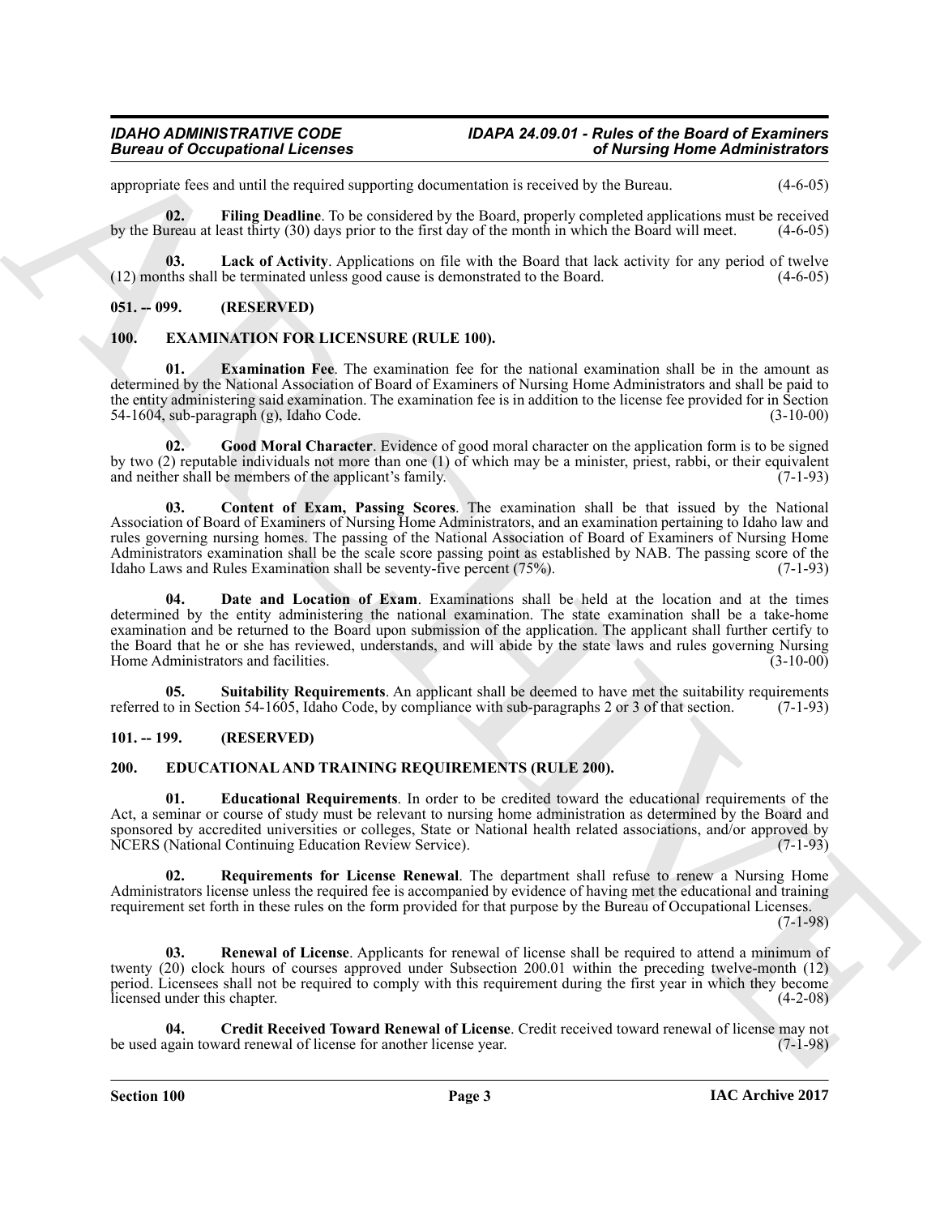appropriate fees and until the required supporting documentation is received by the Bureau. (4-6-05)

**02. Filing Deadline**. To be considered by the Board, properly completed applications must be received by the Bureau at least thirty (30) days prior to the first day of the month in which the Board will meet. (4-6-05)

**03. Lack of Activity**. Applications on file with the Board that lack activity for any period of twelve (12) months shall be terminated unless good cause is demonstrated to the Board. (4-6-05)

## 051. -- 099. (RESERVED)

## 100. EXAMINATION FOR LICENSURE (RULE 100).

**01. Examination Fee**. The examination fee for the national examination shall be in the amount as determined by the National Association of Board of Examiners of Nursing Home Administrators and shall be paid to the entity administering said examination. The examination fee is in addition to the license fee provided for in Section 54-1604, sub-paragraph (g), Idaho Code. (3-10-00)

**02. Good Moral Character**. Evidence of good moral character on the application form is to be signed by two (2) reputable individuals not more than one (1) of which may be a minister, priest, rabbi, or their equivalent and neither shall be members of the applicant's family. (7-1-93)

**03. Content of Exam, Passing Scores**. The examination shall be that issued by the National Association of Board of Examiners of Nursing Home Administrators, and an examination pertaining to Idaho law and rules governing nursing homes. The passing of the National Association of Board of Examiners of Nursing Home Administrators examination shall be the scale score passing point as established by NAB. The passing score of the Idaho Laws and Rules Examination shall be seventy-five percent (75%). (7-1-93)

**04. Date and Location of Exam**. Examinations shall be held at the location and at the times determined by the entity administering the national examination. The state examination shall be a take-home examination and be returned to the Board upon submission of the application. The applicant shall further certify to the Board that he or she has reviewed, understands, and will abide by the state laws and rules governing Nursing Home Administrators and facilities. (3-10-00)

**05. Suitability Requirements**. An applicant shall be deemed to have met the suitability requirements referred to in Section 54-1605, Idaho Code, by compliance with sub-paragraphs 2 or 3 of that section. (7-1-93)

## 101. -- 199. (RESERVED)

## 200. EDUCATIONAL AND TRAINING REQUIREMENTS (RULE 200).

**01. Educational Requirements**. In order to be credited toward the educational requirements of the Act, a seminar or course of study must be relevant to nursing home administration as determined by the Board and sponsored by accredited universities or colleges, State or National health related associations, and/or approved by NCERS (National Continuing Education Review Service). (7-1-93)

**02. Requirements for License Renewal**. The department shall refuse to renew a Nursing Home Administrators license unless the required fee is accompanied by evidence of having met the educational and training requirement set forth in these rules on the form provided for that purpose by the Bureau of Occupational Licenses. (7-1-98)

**03. Renewal of License**. Applicants for renewal of license shall be required to attend a minimum of twenty (20) clock hours of courses approved under Subsection 200.01 within the preceding twelve-month (12) period. Licensees shall not be required to comply with this requirement during the first year in which they become licensed under this chapter. (4-2-08)

**04. Credit Received Toward Renewal of License**. Credit received toward renewal of license may not be used again toward renewal of license for another license year. (7-1-98)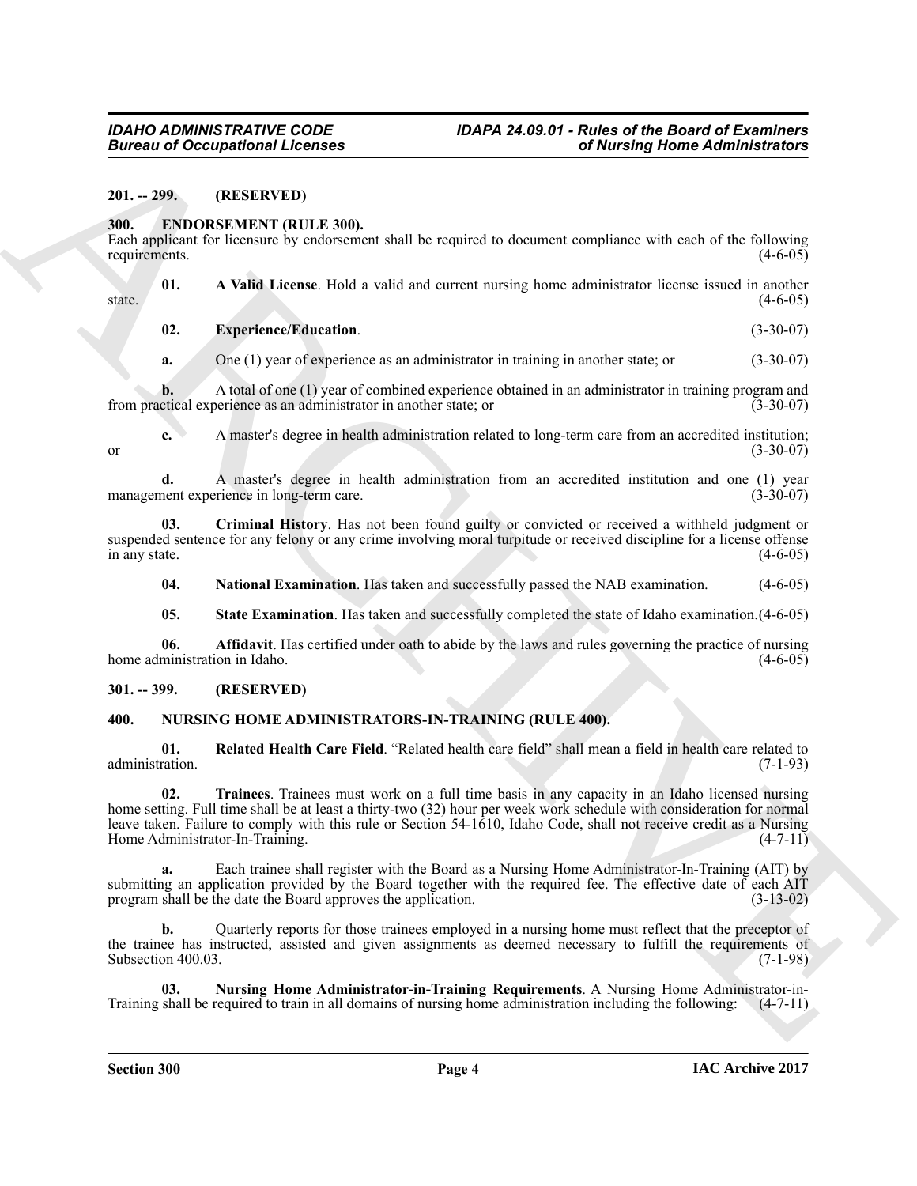**201. -- 299. (RESERVED)**

**300. ENDORSEMENT (RULE 300).**

Each applicant for licensure by endorsement shall be required to document compliance with each of the following requirements. (4-6-05)

**01. A Valid License**. Hold a valid and current nursing home administrator license issued in another state. (4-6-05)

**02. Experience/Education**. (3-30-07)

**a.** One (1) year of experience as an administrator in training in another state; or (3-30-07)

**b.** A total of one (1) year of combined experience obtained in an administrator in training program and from practical experience as an administrator in another state; or (3-30-07)

**c.** A master's degree in health administration related to long-term care from an accredited institution; or (3-30-07)

**d.** A master's degree in health administration from an accredited institution and one (1) year management experience in long-term care. (3-30-07)

**03. Criminal History**. Has not been found guilty or convicted or received a withheld judgment or suspended sentence for any felony or any crime involving moral turpitude or received discipline for a license offense in any state. (4-6-05)

**04. National Examination**. Has taken and successfully passed the NAB examination. (4-6-05)

**05. State Examination**. Has taken and successfully completed the state of Idaho examination. (4-6-05)

**06. Affidavit**. Has certified under oath to abide by the laws and rules governing the practice of nursing home administration in Idaho. (4-6-05)

**301. -- 399. (RESERVED)**

**400. NURSING HOME ADMINISTRATORS-IN-TRAINING (RULE 400).**

**01. Related Health Care Field**. "Related health care field" shall mean a field in health care related to administration. (7-1-93)

**02. Trainees**. Trainees must work on a full time basis in any capacity in an Idaho licensed nursing home setting. Full time shall be at least a thirty-two (32) hour per week work schedule with consideration for normal leave taken. Failure to comply with this rule or Section 54-1610, Idaho Code, shall not receive credit as a Nursing Home Administrator-In-Training. (4-7-11)

**a.** Each trainee shall register with the Board as a Nursing Home Administrator-In-Training (AIT) by submitting an application provided by the Board together with the required fee. The effective date of each AIT program shall be the date the Board approves the application. (3-13-02)

**b.** Quarterly reports for those trainees employed in a nursing home must reflect that the preceptor of the trainee has instructed, assisted and given assignments as deemed necessary to fulfill the requirements of Subsection 400.03. (7-1-98)

**03. Nursing Home Administrator-in-Training Requirements**. A Nursing Home Administrator-in-Training shall be required to train in all domains of nursing home administration including the following: (4-7-11)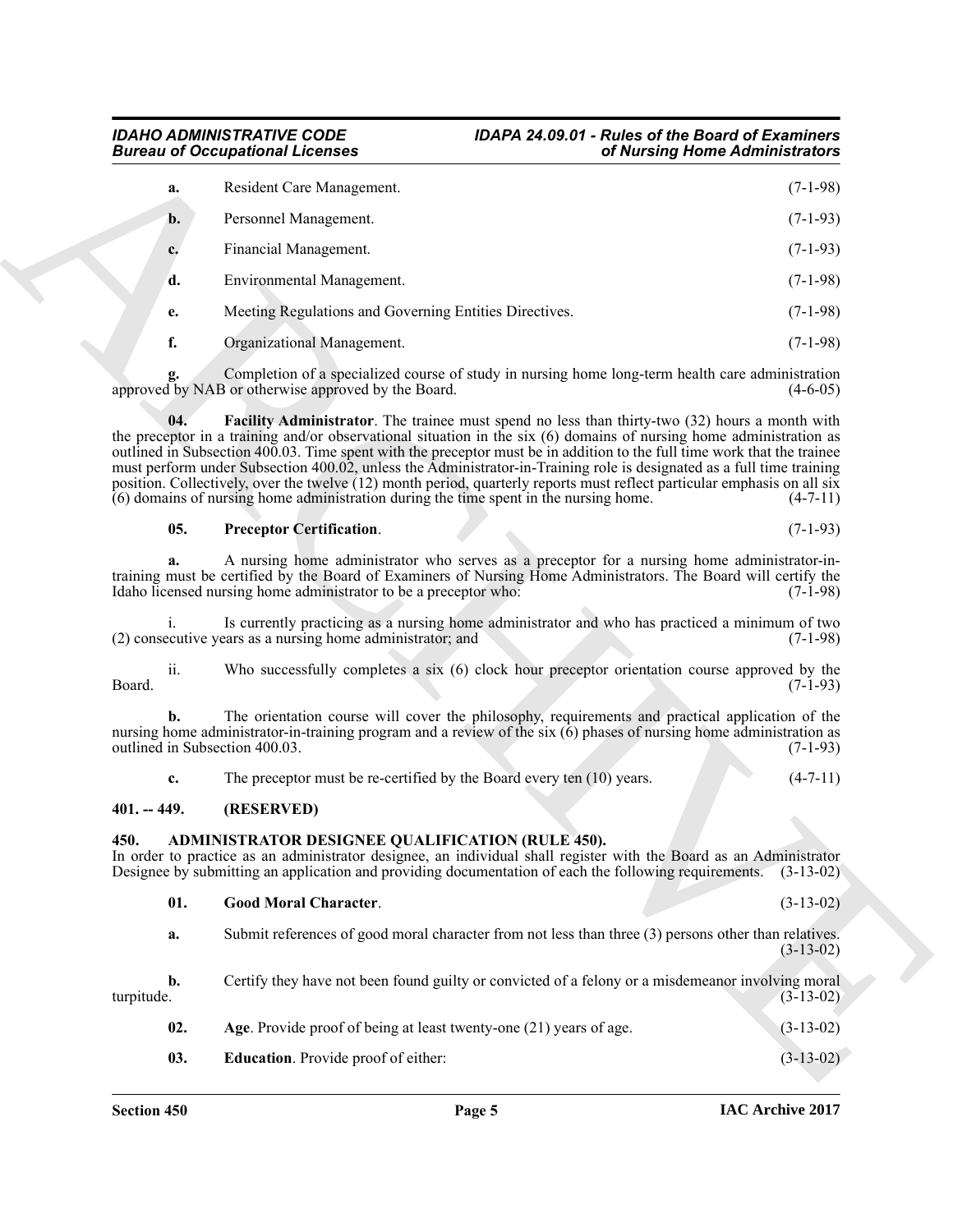**a.** Resident Care Management. (7-1-98)

**b.** Personnel Management. (7-1-93)

**c.** Financial Management. (7-1-93)

**d.** Environmental Management. (7-1-98)

**e.** Meeting Regulations and Governing Entities Directives. (7-1-98)

**f.** Organizational Management. (7-1-98)

**g.** Completion of a specialized course of study in nursing home long-term health care administration approved by NAB or otherwise approved by the Board. (4-6-05)

**04. Facility Administrator**. The trainee must spend no less than thirty-two (32) hours a month with the preceptor in a training and/or observational situation in the six (6) domains of nursing home administration as outlined in Subsection 400.03. Time spent with the preceptor must be in addition to the full time work that the trainee must perform under Subsection 400.02, unless the Administrator-in-Training role is designated as a full time training position. Collectively, over the twelve (12) month period, quarterly reports must reflect particular emphasis on all six (6) domains of nursing home administration during the time spent in the nursing home. (4-7-11)

**05. Preceptor Certification**. (7-1-93)

**a.** A nursing home administrator who serves as a preceptor for a nursing home administrator-in-training must be certified by the Board of Examiners of Nursing Home Administrators. The Board will certify the Idaho licensed nursing home administrator to be a preceptor who: (7-1-98)

i. Is currently practicing as a nursing home administrator and who has practiced a minimum of two (2) consecutive years as a nursing home administrator; and (7-1-98)

ii. Who successfully completes a six (6) clock hour preceptor orientation course approved by the Board. (7-1-93)

**b.** The orientation course will cover the philosophy, requirements and practical application of the nursing home administrator-in-training program and a review of the six (6) phases of nursing home administration as outlined in Subsection 400.03. (7-1-93)

**c.** The preceptor must be re-certified by the Board every ten (10) years. (4-7-11)

## 401. -- 449. (RESERVED)

## 450. ADMINISTRATOR DESIGNEE QUALIFICATION (RULE 450).

In order to practice as an administrator designee, an individual shall register with the Board as an Administrator Designee by submitting an application and providing documentation of each the following requirements. (3-13-02)

**01. Good Moral Character**. (3-13-02)

**a.** Submit references of good moral character from not less than three (3) persons other than relatives. (3-13-02)

**b.** Certify they have not been found guilty or convicted of a felony or a misdemeanor involving moral turpitude. (3-13-02)

**02. Age**. Provide proof of being at least twenty-one (21) years of age. (3-13-02)

**03. Education**. Provide proof of either: (3-13-02)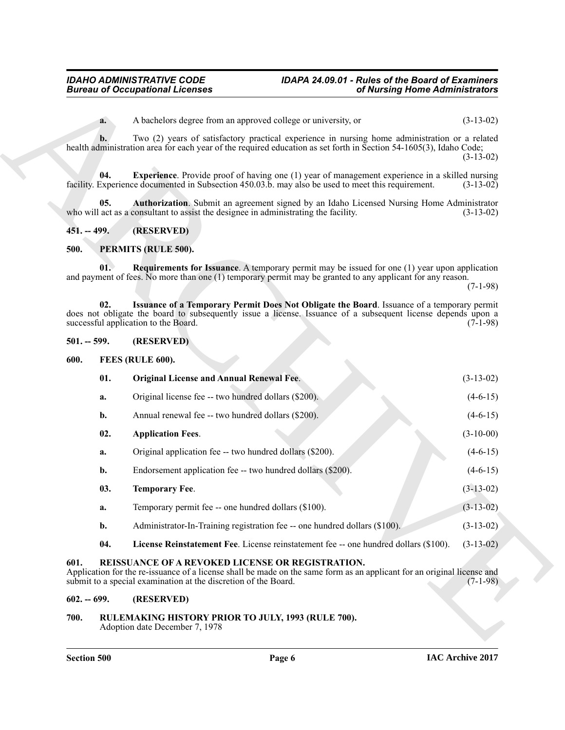**a.** A bachelors degree from an approved college or university, or (3-13-02)

**b.** Two (2) years of satisfactory practical experience in nursing home administration or a related health administration area for each year of the required education as set forth in Section 54-1605(3), Idaho Code; (3-13-02)

**04. Experience**. Provide proof of having one (1) year of management experience in a skilled nursing facility. Experience documented in Subsection 450.03.b. may also be used to meet this requirement. (3-13-02)

**05. Authorization**. Submit an agreement signed by an Idaho Licensed Nursing Home Administrator who will act as a consultant to assist the designee in administrating the facility. (3-13-02)

## 451. -- 499. (RESERVED)

## 500. PERMITS (RULE 500).

**01. Requirements for Issuance**. A temporary permit may be issued for one (1) year upon application and payment of fees. No more than one (1) temporary permit may be granted to any applicant for any reason. (7-1-98)

**02. Issuance of a Temporary Permit Does Not Obligate the Board**. Issuance of a temporary permit does not obligate the board to subsequently issue a license. Issuance of a subsequent license depends upon a successful application to the Board. (7-1-98)

## 501. -- 599. (RESERVED)

## 600. FEES (RULE 600).

**01. Original License and Annual Renewal Fee**. (3-13-02)

**a.** Original license fee -- two hundred dollars ($200). (4-6-15)

**b.** Annual renewal fee -- two hundred dollars ($200). (4-6-15)

**02. Application Fees**. (3-10-00)

**a.** Original application fee -- two hundred dollars ($200). (4-6-15)

**b.** Endorsement application fee -- two hundred dollars ($200). (4-6-15)

**03. Temporary Fee**. (3-13-02)

**a.** Temporary permit fee -- one hundred dollars ($100). (3-13-02)

**b.** Administrator-In-Training registration fee -- one hundred dollars ($100). (3-13-02)

**04. License Reinstatement Fee**. License reinstatement fee -- one hundred dollars ($100). (3-13-02)

## 601. REISSUANCE OF A REVOKED LICENSE OR REGISTRATION.

Application for the re-issuance of a license shall be made on the same form as an applicant for an original license and submit to a special examination at the discretion of the Board. (7-1-98)

## 602. -- 699. (RESERVED)

## 700. RULEMAKING HISTORY PRIOR TO JULY, 1993 (RULE 700).

Adoption date December 7, 1978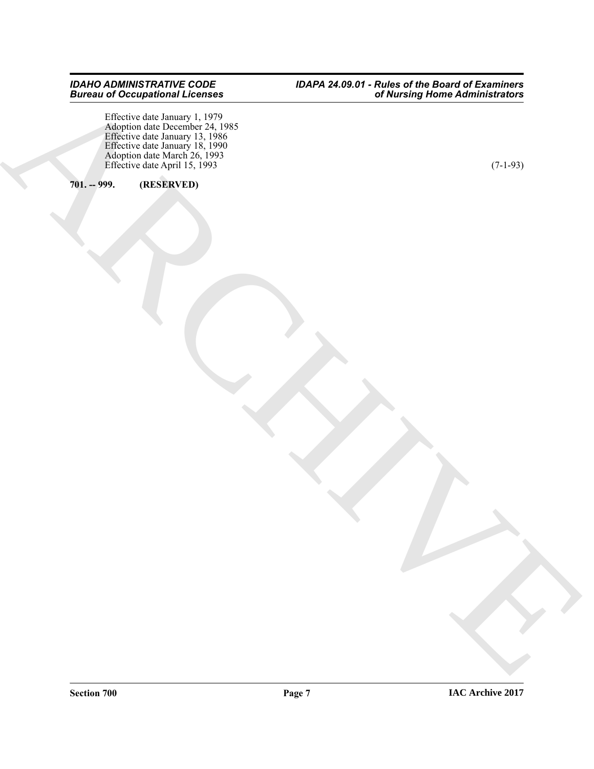Effective date January 1, 1979
Adoption date December 24, 1985
Effective date January 13, 1986
Effective date January 18, 1990
Adoption date March 26, 1993
Effective date April 15, 1993 (7-1-93)

**701. -- 999. (RESERVED)**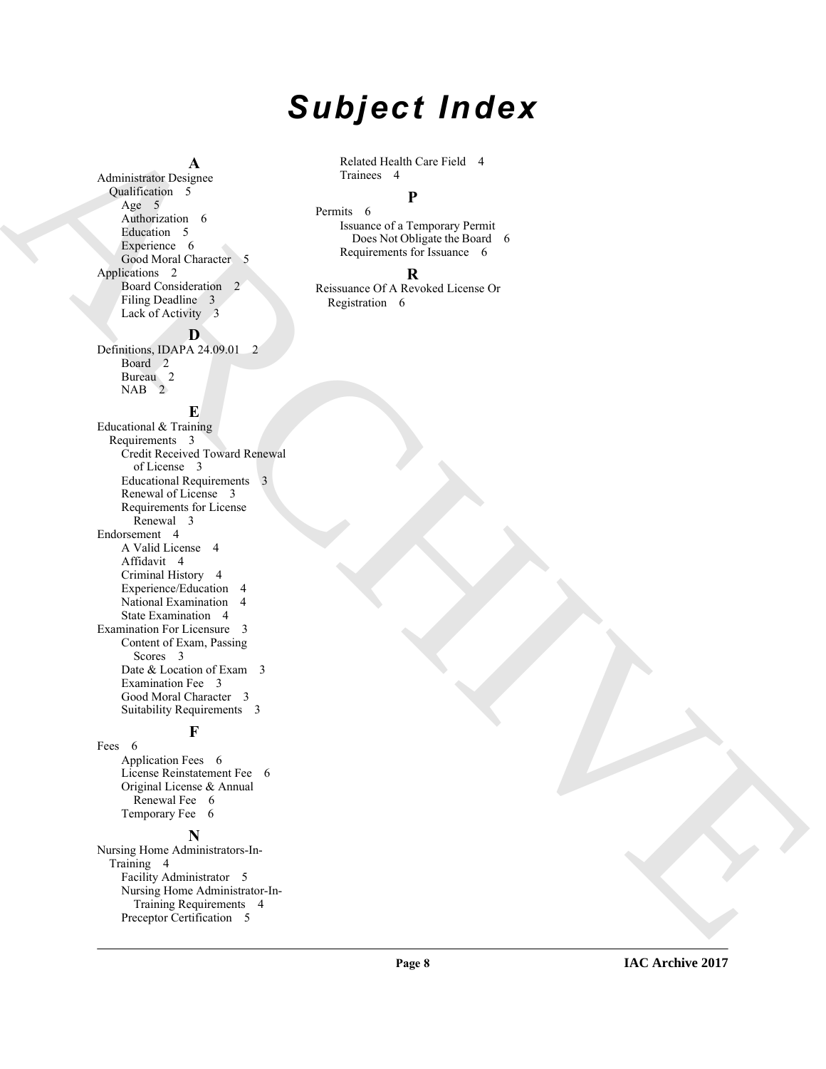# Subject Index

**A**

Administrator Designee
  Qualification 5
    Age 5
    Authorization 6
    Education 5
    Experience 6
    Good Moral Character 5
Applications 2
    Board Consideration 2
    Filing Deadline 3
    Lack of Activity 3

**D**

Definitions, IDAPA 24.09.01 2
    Board 2
    Bureau 2
    NAB 2

**E**

Educational & Training
  Requirements 3
    Credit Received Toward Renewal
      of License 3
    Educational Requirements 3
    Renewal of License 3
    Requirements for License
      Renewal 3
Endorsement 4
    A Valid License 4
    Affidavit 4
    Criminal History 4
    Experience/Education 4
    National Examination 4
    State Examination 4
Examination For Licensure 3
    Content of Exam, Passing
      Scores 3
    Date & Location of Exam 3
    Examination Fee 3
    Good Moral Character 3
    Suitability Requirements 3

**F**

Fees 6
    Application Fees 6
    License Reinstatement Fee 6
    Original License & Annual
      Renewal Fee 6
    Temporary Fee 6

**N**

Nursing Home Administrators-In-
  Training 4
    Facility Administrator 5
    Nursing Home Administrator-In-
      Training Requirements 4
    Preceptor Certification 5
    Related Health Care Field 4
    Trainees 4

**P**

Permits 6
    Issuance of a Temporary Permit
      Does Not Obligate the Board 6
    Requirements for Issuance 6

**R**

Reissuance Of A Revoked License Or
  Registration 6